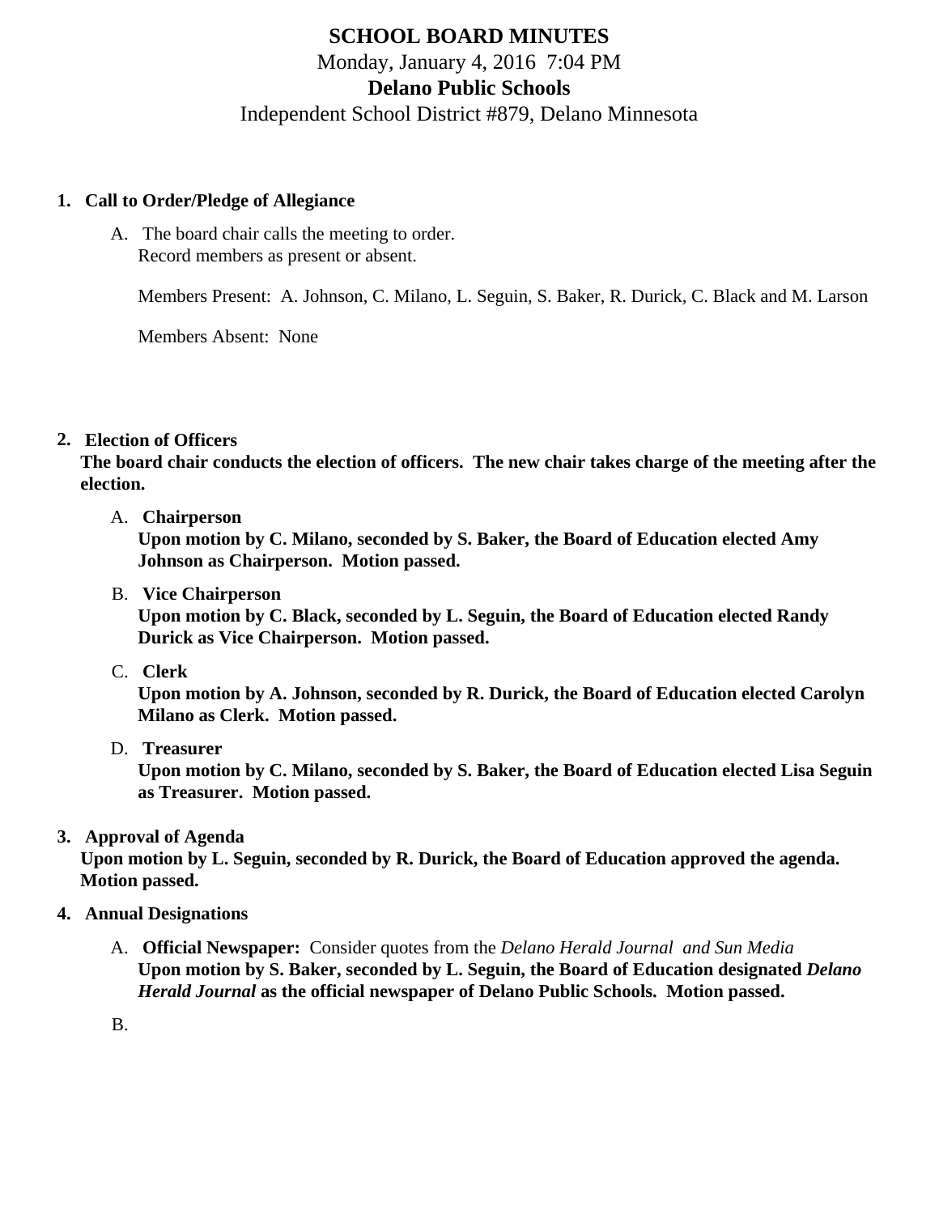# SCHOOL BOARD MINUTES

Monday, January 4, 2016 7:04 PM

## Delano Public Schools

Independent School District #879, Delano Minnesota

1. **Call to Order/Pledge of Allegiance**

   A. The board chair calls the meeting to order.
   Record members as present or absent.

   Members Present: A. Johnson, C. Milano, L. Seguin, S. Baker, R. Durick, C. Black and M. Larson

   Members Absent: None

2. **Election of Officers**
   **The board chair conducts the election of officers. The new chair takes charge of the meeting after the election.**

   A. **Chairperson**
   **Upon motion by C. Milano, seconded by S. Baker, the Board of Education elected Amy Johnson as Chairperson. Motion passed.**

   B. **Vice Chairperson**
   **Upon motion by C. Black, seconded by L. Seguin, the Board of Education elected Randy Durick as Vice Chairperson. Motion passed.**

   C. **Clerk**
   **Upon motion by A. Johnson, seconded by R. Durick, the Board of Education elected Carolyn Milano as Clerk. Motion passed.**

   D. **Treasurer**
   **Upon motion by C. Milano, seconded by S. Baker, the Board of Education elected Lisa Seguin as Treasurer. Motion passed.**

3. **Approval of Agenda**
   **Upon motion by L. Seguin, seconded by R. Durick, the Board of Education approved the agenda. Motion passed.**

4. **Annual Designations**

   A. **Official Newspaper:** Consider quotes from the *Delano Herald Journal and Sun Media*
   **Upon motion by S. Baker, seconded by L. Seguin, the Board of Education designated *Delano Herald Journal* as the official newspaper of Delano Public Schools. Motion passed.**

   B.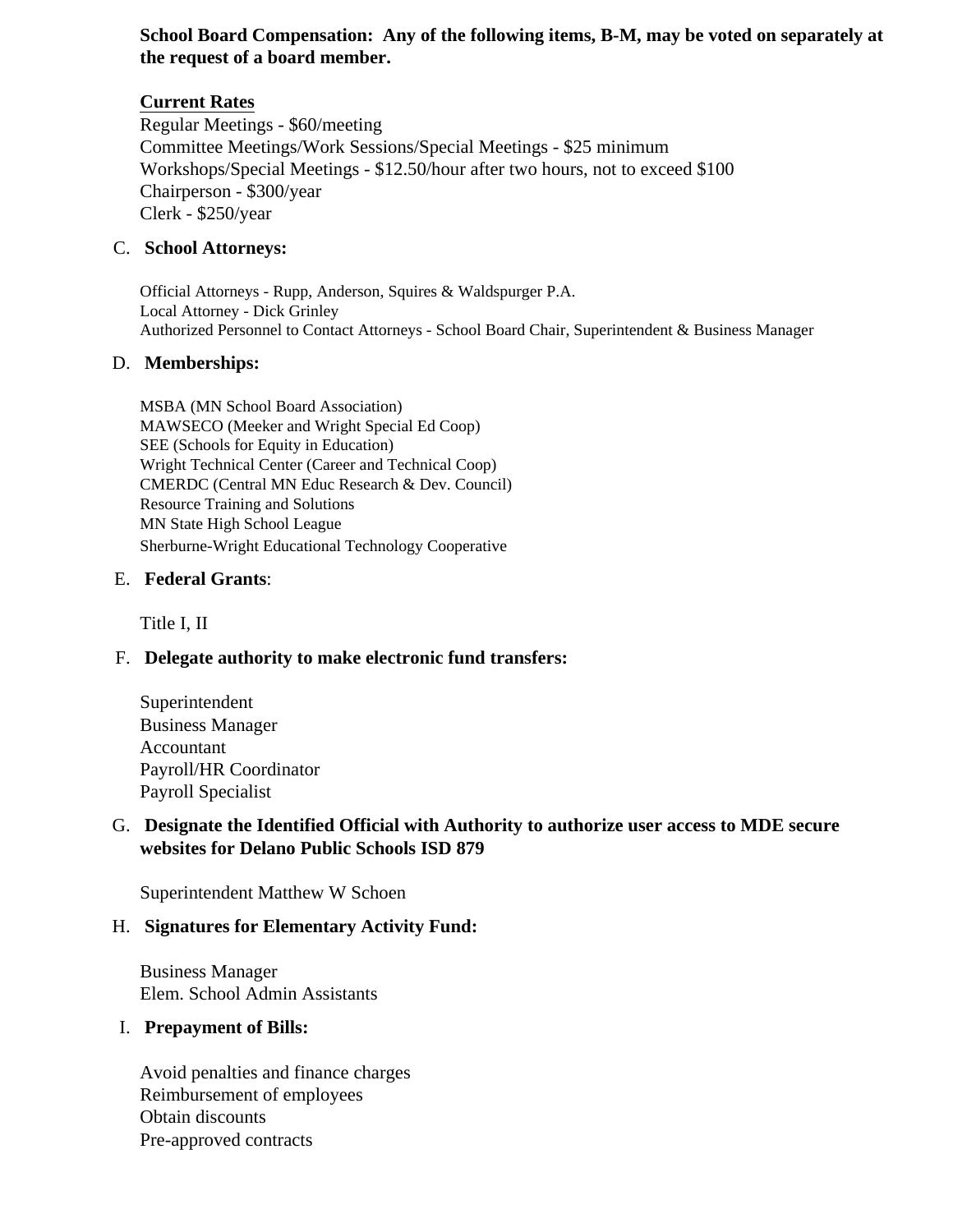**School Board Compensation: Any of the following items, B-M, may be voted on separately at the request of a board member.**

**Current Rates**

Regular Meetings - $60/meeting
Committee Meetings/Work Sessions/Special Meetings - $25 minimum
Workshops/Special Meetings - $12.50/hour after two hours, not to exceed $100
Chairperson - $300/year
Clerk - $250/year

C. **School Attorneys:**

Official Attorneys - Rupp, Anderson, Squires & Waldspurger P.A.
Local Attorney - Dick Grinley
Authorized Personnel to Contact Attorneys - School Board Chair, Superintendent & Business Manager

D. **Memberships:**

MSBA (MN School Board Association)
MAWSECO (Meeker and Wright Special Ed Coop)
SEE (Schools for Equity in Education)
Wright Technical Center (Career and Technical Coop)
CMERDC (Central MN Educ Research & Dev. Council)
Resource Training and Solutions
MN State High School League
Sherburne-Wright Educational Technology Cooperative

E. **Federal Grants**:

Title I, II

F. **Delegate authority to make electronic fund transfers:**

Superintendent
Business Manager
Accountant
Payroll/HR Coordinator
Payroll Specialist

G. **Designate the Identified Official with Authority to authorize user access to MDE secure websites for Delano Public Schools ISD 879**

Superintendent Matthew W Schoen

H. **Signatures for Elementary Activity Fund:**

Business Manager
Elem. School Admin Assistants

I. **Prepayment of Bills:**

Avoid penalties and finance charges
Reimbursement of employees
Obtain discounts
Pre-approved contracts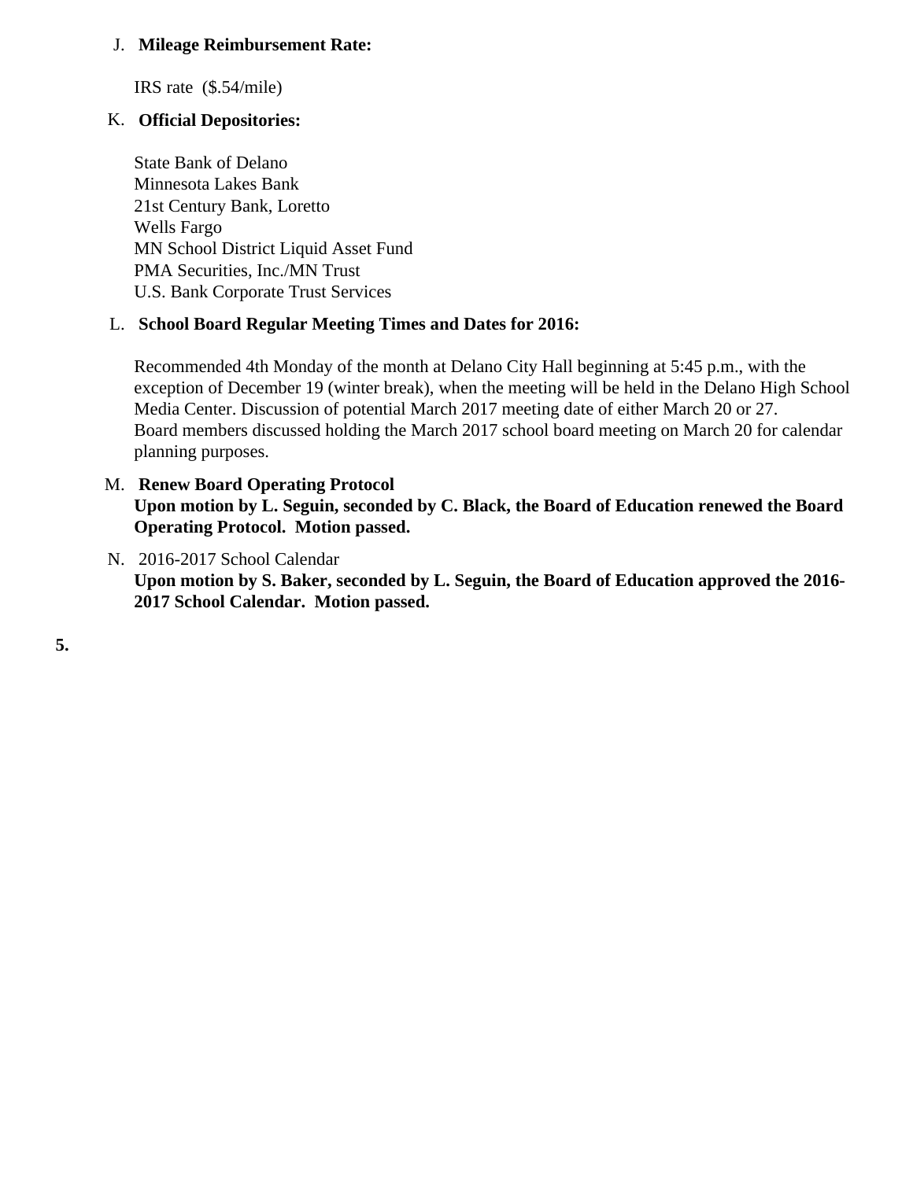J. **Mileage Reimbursement Rate:**

IRS rate ($.54/mile)

K. **Official Depositories:**

State Bank of Delano
Minnesota Lakes Bank
21st Century Bank, Loretto
Wells Fargo
MN School District Liquid Asset Fund
PMA Securities, Inc./MN Trust
U.S. Bank Corporate Trust Services

L. **School Board Regular Meeting Times and Dates for 2016:**

Recommended 4th Monday of the month at Delano City Hall beginning at 5:45 p.m., with the exception of December 19 (winter break), when the meeting will be held in the Delano High School Media Center. Discussion of potential March 2017 meeting date of either March 20 or 27. Board members discussed holding the March 2017 school board meeting on March 20 for calendar planning purposes.

M. **Renew Board Operating Protocol**
**Upon motion by L. Seguin, seconded by C. Black, the Board of Education renewed the Board Operating Protocol. Motion passed.**

N. 2016-2017 School Calendar
**Upon motion by S. Baker, seconded by L. Seguin, the Board of Education approved the 2016-2017 School Calendar. Motion passed.**

**5.**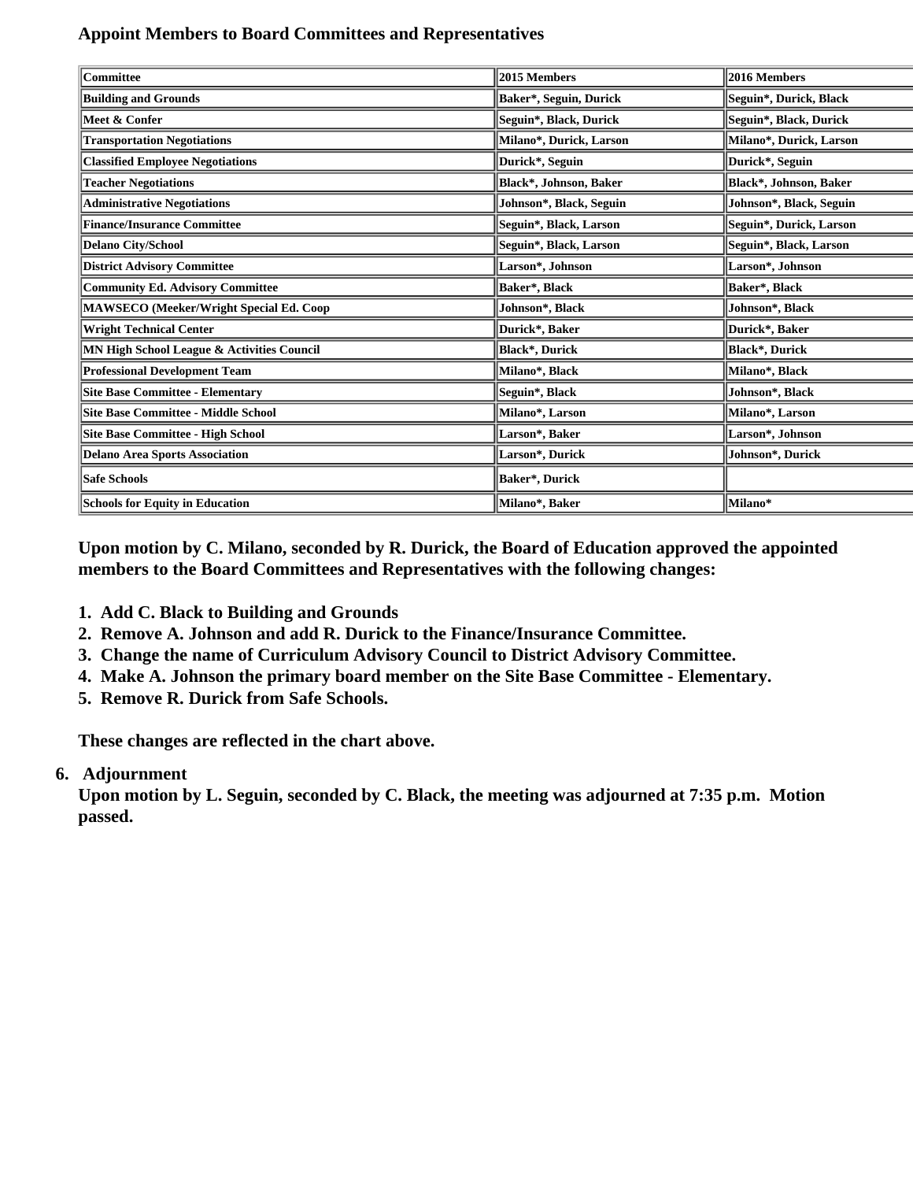**Appoint Members to Board Committees and Representatives**

| Committee | 2015 Members | 2016 Members |
|---|---|---|
| Building and Grounds | Baker*, Seguin, Durick | Seguin*, Durick, Black |
| Meet & Confer | Seguin*, Black, Durick | Seguin*, Black, Durick |
| Transportation Negotiations | Milano*, Durick, Larson | Milano*, Durick, Larson |
| Classified Employee Negotiations | Durick*, Seguin | Durick*, Seguin |
| Teacher Negotiations | Black*, Johnson, Baker | Black*, Johnson, Baker |
| Administrative Negotiations | Johnson*, Black, Seguin | Johnson*, Black, Seguin |
| Finance/Insurance Committee | Seguin*, Black, Larson | Seguin*, Durick, Larson |
| Delano City/School | Seguin*, Black, Larson | Seguin*, Black, Larson |
| District Advisory Committee | Larson*, Johnson | Larson*, Johnson |
| Community Ed. Advisory Committee | Baker*, Black | Baker*, Black |
| MAWSECO (Meeker/Wright Special Ed. Coop | Johnson*, Black | Johnson*, Black |
| Wright Technical Center | Durick*, Baker | Durick*, Baker |
| MN High School League & Activities Council | Black*, Durick | Black*, Durick |
| Professional Development Team | Milano*, Black | Milano*, Black |
| Site Base Committee - Elementary | Seguin*, Black | Johnson*, Black |
| Site Base Committee - Middle School | Milano*, Larson | Milano*, Larson |
| Site Base Committee - High School | Larson*, Baker | Larson*, Johnson |
| Delano Area Sports Association | Larson*, Durick | Johnson*, Durick |
| Safe Schools | Baker*, Durick | |
| Schools for Equity in Education | Milano*, Baker | Milano* |

**Upon motion by C. Milano, seconded by R. Durick, the Board of Education approved the appointed members to the Board Committees and Representatives with the following changes:**

1. **Add C. Black to Building and Grounds**
2. **Remove A. Johnson and add R. Durick to the Finance/Insurance Committee.**
3. **Change the name of Curriculum Advisory Council to District Advisory Committee.**
4. **Make A. Johnson the primary board member on the Site Base Committee - Elementary.**
5. **Remove R. Durick from Safe Schools.**

**These changes are reflected in the chart above.**

6. **Adjournment**
   **Upon motion by L. Seguin, seconded by C. Black, the meeting was adjourned at 7:35 p.m. Motion passed.**